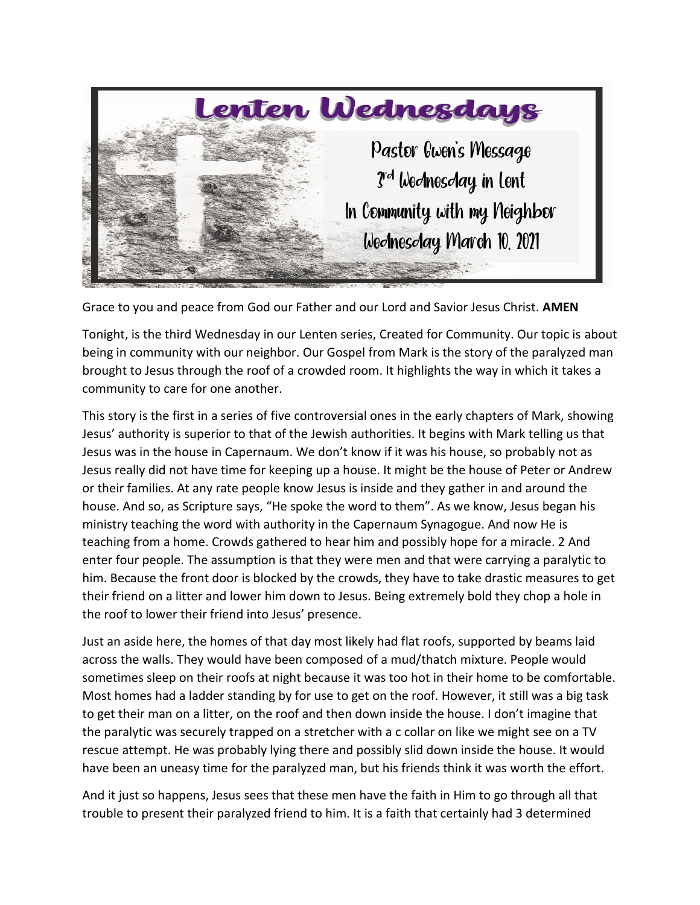# Lenten Wednesdays

Pastor Gwen's Message
3rd Wednesday in Lent
In Community with my Neighbor
Wednesday March 10, 2021

Grace to you and peace from God our Father and our Lord and Savior Jesus Christ. **AMEN**

Tonight, is the third Wednesday in our Lenten series, Created for Community. Our topic is about being in community with our neighbor. Our Gospel from Mark is the story of the paralyzed man brought to Jesus through the roof of a crowded room. It highlights the way in which it takes a community to care for one another.

This story is the first in a series of five controversial ones in the early chapters of Mark, showing Jesus' authority is superior to that of the Jewish authorities. It begins with Mark telling us that Jesus was in the house in Capernaum. We don't know if it was his house, so probably not as Jesus really did not have time for keeping up a house. It might be the house of Peter or Andrew or their families. At any rate people know Jesus is inside and they gather in and around the house. And so, as Scripture says, "He spoke the word to them". As we know, Jesus began his ministry teaching the word with authority in the Capernaum Synagogue. And now He is teaching from a home. Crowds gathered to hear him and possibly hope for a miracle. 2 And enter four people. The assumption is that they were men and that were carrying a paralytic to him. Because the front door is blocked by the crowds, they have to take drastic measures to get their friend on a litter and lower him down to Jesus. Being extremely bold they chop a hole in the roof to lower their friend into Jesus' presence.

Just an aside here, the homes of that day most likely had flat roofs, supported by beams laid across the walls. They would have been composed of a mud/thatch mixture. People would sometimes sleep on their roofs at night because it was too hot in their home to be comfortable. Most homes had a ladder standing by for use to get on the roof. However, it still was a big task to get their man on a litter, on the roof and then down inside the house. I don't imagine that the paralytic was securely trapped on a stretcher with a c collar on like we might see on a TV rescue attempt. He was probably lying there and possibly slid down inside the house. It would have been an uneasy time for the paralyzed man, but his friends think it was worth the effort.

And it just so happens, Jesus sees that these men have the faith in Him to go through all that trouble to present their paralyzed friend to him. It is a faith that certainly had 3 determined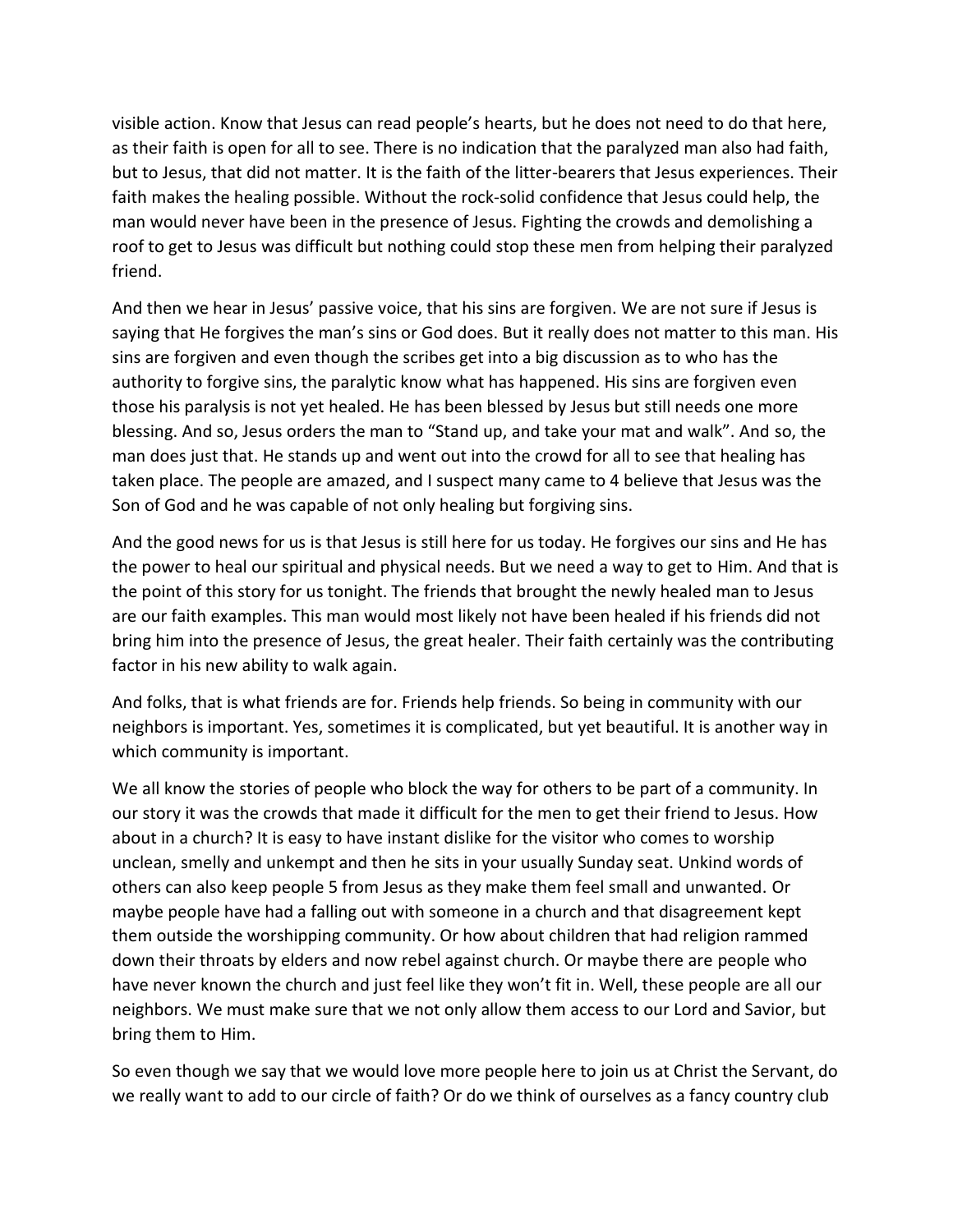visible action. Know that Jesus can read people's hearts, but he does not need to do that here, as their faith is open for all to see. There is no indication that the paralyzed man also had faith, but to Jesus, that did not matter. It is the faith of the litter-bearers that Jesus experiences. Their faith makes the healing possible. Without the rock-solid confidence that Jesus could help, the man would never have been in the presence of Jesus. Fighting the crowds and demolishing a roof to get to Jesus was difficult but nothing could stop these men from helping their paralyzed friend.

And then we hear in Jesus' passive voice, that his sins are forgiven. We are not sure if Jesus is saying that He forgives the man's sins or God does. But it really does not matter to this man. His sins are forgiven and even though the scribes get into a big discussion as to who has the authority to forgive sins, the paralytic know what has happened. His sins are forgiven even those his paralysis is not yet healed. He has been blessed by Jesus but still needs one more blessing. And so, Jesus orders the man to "Stand up, and take your mat and walk". And so, the man does just that. He stands up and went out into the crowd for all to see that healing has taken place. The people are amazed, and I suspect many came to 4 believe that Jesus was the Son of God and he was capable of not only healing but forgiving sins.

And the good news for us is that Jesus is still here for us today. He forgives our sins and He has the power to heal our spiritual and physical needs. But we need a way to get to Him. And that is the point of this story for us tonight. The friends that brought the newly healed man to Jesus are our faith examples. This man would most likely not have been healed if his friends did not bring him into the presence of Jesus, the great healer. Their faith certainly was the contributing factor in his new ability to walk again.

And folks, that is what friends are for. Friends help friends. So being in community with our neighbors is important. Yes, sometimes it is complicated, but yet beautiful. It is another way in which community is important.

We all know the stories of people who block the way for others to be part of a community. In our story it was the crowds that made it difficult for the men to get their friend to Jesus. How about in a church? It is easy to have instant dislike for the visitor who comes to worship unclean, smelly and unkempt and then he sits in your usually Sunday seat. Unkind words of others can also keep people 5 from Jesus as they make them feel small and unwanted. Or maybe people have had a falling out with someone in a church and that disagreement kept them outside the worshipping community. Or how about children that had religion rammed down their throats by elders and now rebel against church. Or maybe there are people who have never known the church and just feel like they won't fit in. Well, these people are all our neighbors. We must make sure that we not only allow them access to our Lord and Savior, but bring them to Him.

So even though we say that we would love more people here to join us at Christ the Servant, do we really want to add to our circle of faith? Or do we think of ourselves as a fancy country club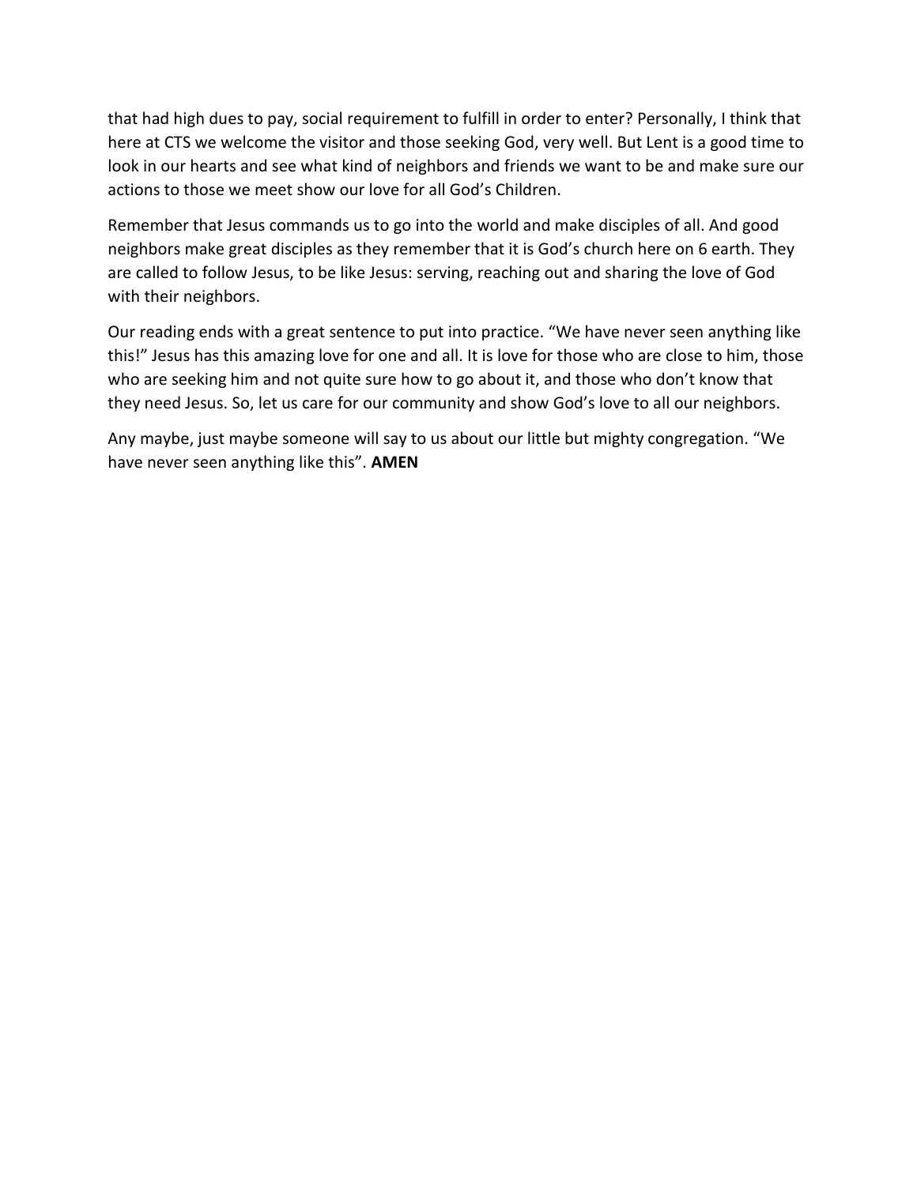that had high dues to pay, social requirement to fulfill in order to enter? Personally, I think that here at CTS we welcome the visitor and those seeking God, very well. But Lent is a good time to look in our hearts and see what kind of neighbors and friends we want to be and make sure our actions to those we meet show our love for all God's Children.

Remember that Jesus commands us to go into the world and make disciples of all. And good neighbors make great disciples as they remember that it is God's church here on 6 earth. They are called to follow Jesus, to be like Jesus: serving, reaching out and sharing the love of God with their neighbors.

Our reading ends with a great sentence to put into practice. "We have never seen anything like this!" Jesus has this amazing love for one and all. It is love for those who are close to him, those who are seeking him and not quite sure how to go about it, and those who don't know that they need Jesus. So, let us care for our community and show God's love to all our neighbors.

Any maybe, just maybe someone will say to us about our little but mighty congregation. "We have never seen anything like this". **AMEN**